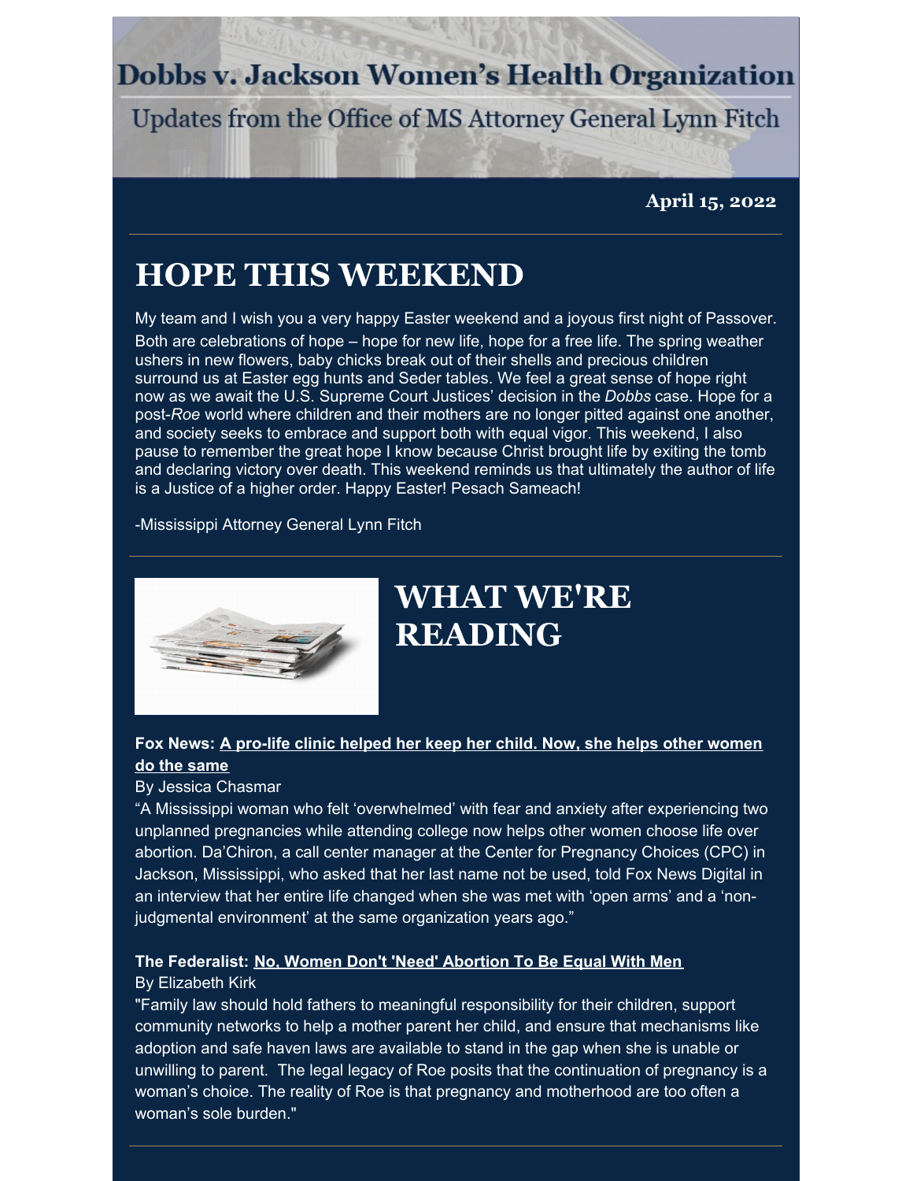# Dobbs v. Jackson Women's Health Organization

Updates from the Office of MS Attorney General Lynn Fitch

**April 15, 2022**

## HOPE THIS WEEKEND

My team and I wish you a very happy Easter weekend and a joyous first night of Passover. Both are celebrations of hope – hope for new life, hope for a free life. The spring weather ushers in new flowers, baby chicks break out of their shells and precious children surround us at Easter egg hunts and Seder tables. We feel a great sense of hope right now as we await the U.S. Supreme Court Justices' decision in the *Dobbs* case. Hope for a post-*Roe* world where children and their mothers are no longer pitted against one another, and society seeks to embrace and support both with equal vigor. This weekend, I also pause to remember the great hope I know because Christ brought life by exiting the tomb and declaring victory over death. This weekend reminds us that ultimately the author of life is a Justice of a higher order. Happy Easter! Pesach Sameach!

-Mississippi Attorney General Lynn Fitch

## WHAT WE'RE READING

**Fox News: A pro-life clinic helped her keep her child. Now, she helps other women do the same**

By Jessica Chasmar

"A Mississippi woman who felt 'overwhelmed' with fear and anxiety after experiencing two unplanned pregnancies while attending college now helps other women choose life over abortion. Da'Chiron, a call center manager at the Center for Pregnancy Choices (CPC) in Jackson, Mississippi, who asked that her last name not be used, told Fox News Digital in an interview that her entire life changed when she was met with 'open arms' and a 'non-judgmental environment' at the same organization years ago."

**The Federalist: No, Women Don't 'Need' Abortion To Be Equal With Men**

By Elizabeth Kirk

"Family law should hold fathers to meaningful responsibility for their children, support community networks to help a mother parent her child, and ensure that mechanisms like adoption and safe haven laws are available to stand in the gap when she is unable or unwilling to parent. The legal legacy of Roe posits that the continuation of pregnancy is a woman's choice. The reality of Roe is that pregnancy and motherhood are too often a woman's sole burden."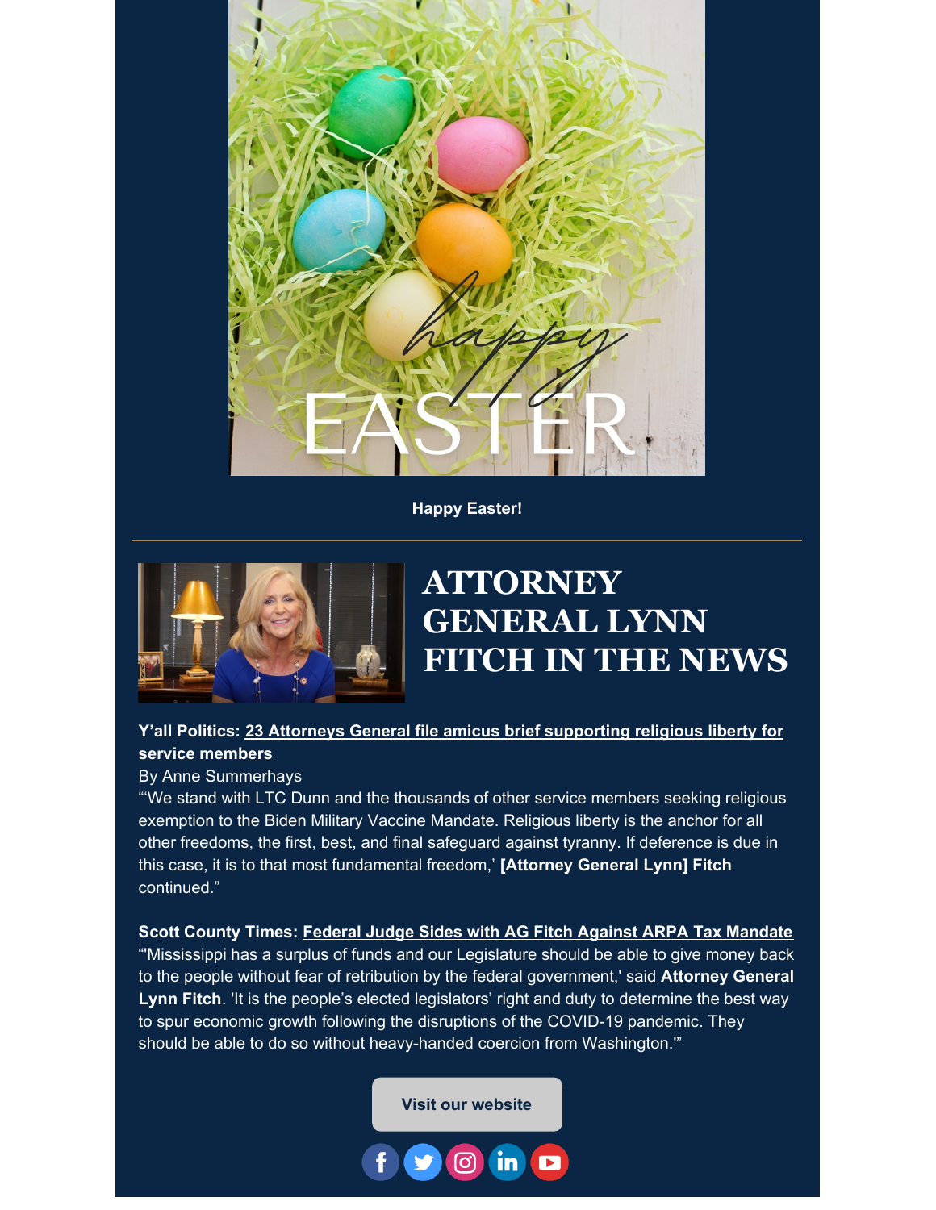happy EASTER

**Happy Easter!**

---

# ATTORNEY GENERAL LYNN FITCH IN THE NEWS

**Y'all Politics:** **23 Attorneys General file amicus brief supporting religious liberty for service members**

By Anne Summerhays

"'We stand with LTC Dunn and the thousands of other service members seeking religious exemption to the Biden Military Vaccine Mandate. Religious liberty is the anchor for all other freedoms, the first, best, and final safeguard against tyranny. If deference is due in this case, it is to that most fundamental freedom,' **[Attorney General Lynn] Fitch** continued."

**Scott County Times:** **Federal Judge Sides with AG Fitch Against ARPA Tax Mandate**

"'Mississippi has a surplus of funds and our Legislature should be able to give money back to the people without fear of retribution by the federal government,' said **Attorney General Lynn Fitch**. 'It is the people's elected legislators' right and duty to determine the best way to spur economic growth following the disruptions of the COVID-19 pandemic. They should be able to do so without heavy-handed coercion from Washington.'"

**Visit our website**